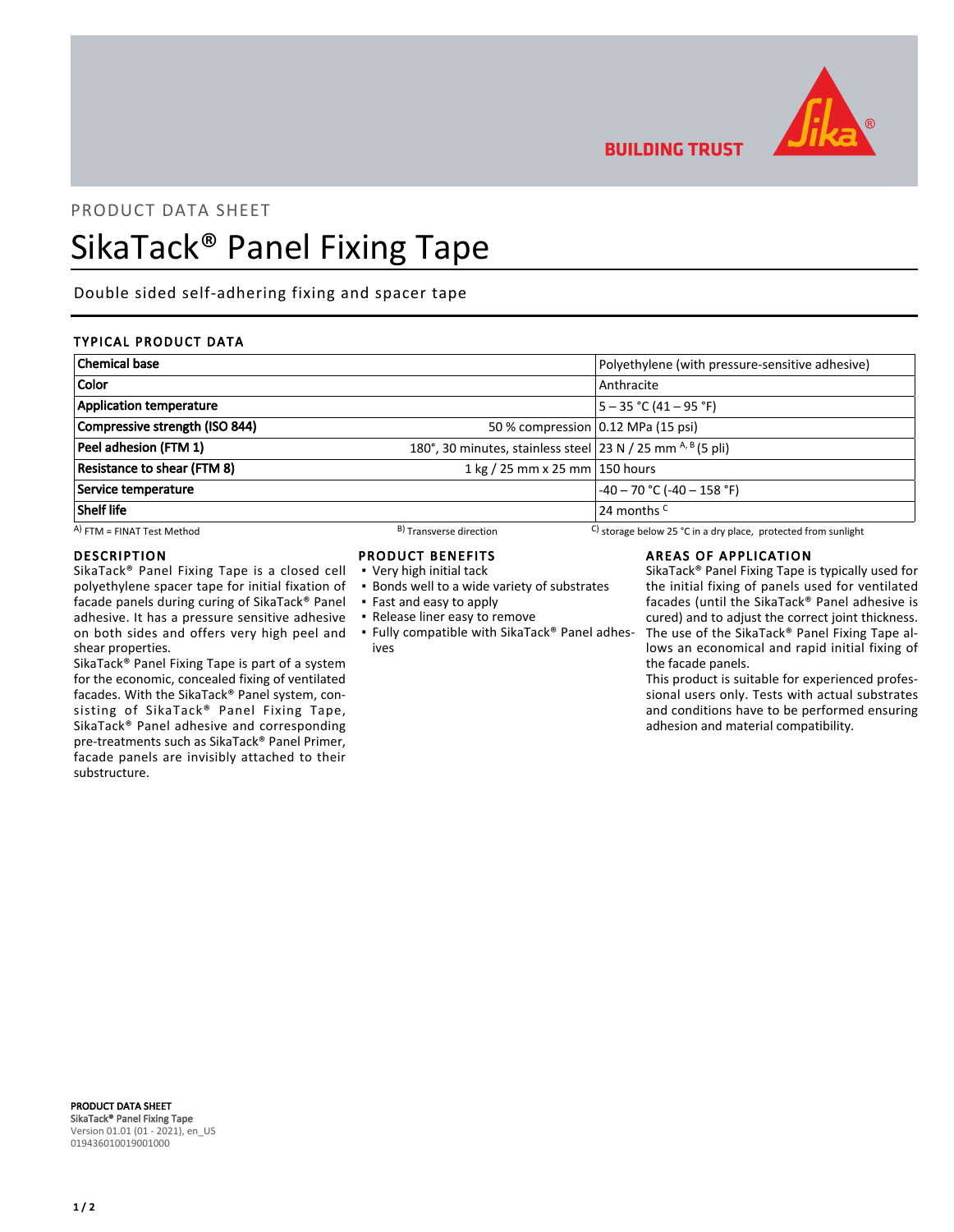BUILDING TRUST

PRODUCT DATA SHEET

# SikaTack® Panel Fixing Tape

Double sided self-adhering fixing and spacer tape

## TYPICAL PRODUCT DATA

| Property | Condition | Value |
|---|---|---|
| **Chemical base** | | Polyethylene (with pressure-sensitive adhesive) |
| **Color** | | Anthracite |
| **Application temperature** | | 5 – 35 °C (41 – 95 °F) |
| **Compressive strength (ISO 844)** | 50 % compression | 0.12 MPa (15 psi) |
| **Peel adhesion (FTM 1)** | 180°, 30 minutes, stainless steel | 23 N / 25 mm [A, B] (5 pli) |
| **Resistance to shear (FTM 8)** | 1 kg / 25 mm x 25 mm | 150 hours |
| **Service temperature** | | -40 – 70 °C (-40 – 158 °F) |
| **Shelf life** | | 24 months [C] |

[A] FTM = FINAT Test Method [B] Transverse direction [C] storage below 25 °C in a dry place, protected from sunlight

## DESCRIPTION

SikaTack® Panel Fixing Tape is a closed cell polyethylene spacer tape for initial fixation of facade panels during curing of SikaTack® Panel adhesive. It has a pressure sensitive adhesive on both sides and offers very high peel and shear properties.

SikaTack® Panel Fixing Tape is part of a system for the economic, concealed fixing of ventilated facades. With the SikaTack® Panel system, consisting of SikaTack® Panel Fixing Tape, SikaTack® Panel adhesive and corresponding pre-treatments such as SikaTack® Panel Primer, facade panels are invisibly attached to their substructure.

## PRODUCT BENEFITS

- Very high initial tack
- Bonds well to a wide variety of substrates
- Fast and easy to apply
- Release liner easy to remove
- Fully compatible with SikaTack® Panel adhesives

## AREAS OF APPLICATION

SikaTack® Panel Fixing Tape is typically used for the initial fixing of panels used for ventilated facades (until the SikaTack® Panel adhesive is cured) and to adjust the correct joint thickness. The use of the SikaTack® Panel Fixing Tape allows an economical and rapid initial fixing of the facade panels.

This product is suitable for experienced professional users only. Tests with actual substrates and conditions have to be performed ensuring adhesion and material compatibility.

**PRODUCT DATA SHEET**
**SikaTack® Panel Fixing Tape**
Version 01.01 (01 - 2021), en_US
019436010019001000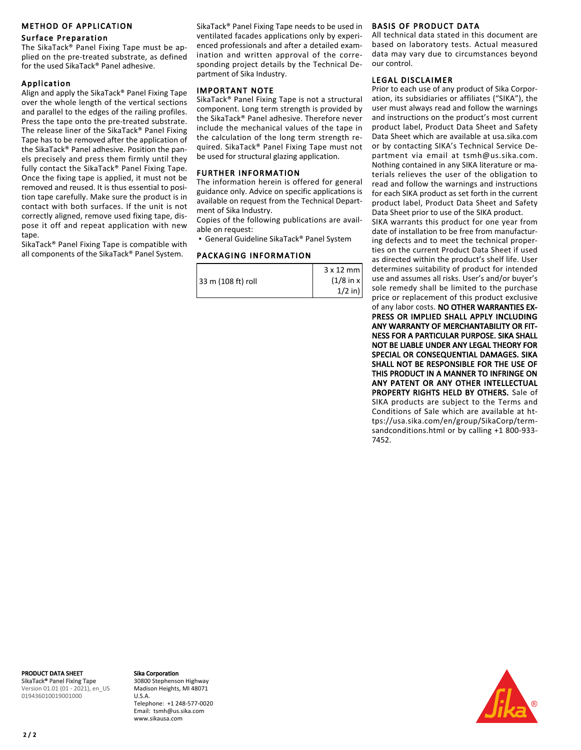## METHOD OF APPLICATION

### Surface Preparation

The SikaTack® Panel Fixing Tape must be applied on the pre-treated substrate, as defined for the used SikaTack® Panel adhesive.

### Application

Align and apply the SikaTack® Panel Fixing Tape over the whole length of the vertical sections and parallel to the edges of the railing profiles. Press the tape onto the pre-treated substrate. The release liner of the SikaTack® Panel Fixing Tape has to be removed after the application of the SikaTack® Panel adhesive. Position the panels precisely and press them firmly until they fully contact the SikaTack® Panel Fixing Tape. Once the fixing tape is applied, it must not be removed and reused. It is thus essential to position tape carefully. Make sure the product is in contact with both surfaces. If the unit is not correctly aligned, remove used fixing tape, dispose it off and repeat application with new tape.

SikaTack® Panel Fixing Tape is compatible with all components of the SikaTack® Panel System.

SikaTack® Panel Fixing Tape needs to be used in ventilated facades applications only by experienced professionals and after a detailed examination and written approval of the corresponding project details by the Technical Department of Sika Industry.

## IMPORTANT NOTE

SikaTack® Panel Fixing Tape is not a structural component. Long term strength is provided by the SikaTack® Panel adhesive. Therefore never include the mechanical values of the tape in the calculation of the long term strength required. SikaTack® Panel Fixing Tape must not be used for structural glazing application.

## FURTHER INFORMATION

The information herein is offered for general guidance only. Advice on specific applications is available on request from the Technical Department of Sika Industry.

Copies of the following publications are available on request:

- General Guideline SikaTack® Panel System

## PACKAGING INFORMATION

| | |
|---|---|
| 33 m (108 ft) roll | 3 x 12 mm (1/8 in x 1/2 in) |

## BASIS OF PRODUCT DATA

All technical data stated in this document are based on laboratory tests. Actual measured data may vary due to circumstances beyond our control.

## LEGAL DISCLAIMER

Prior to each use of any product of Sika Corporation, its subsidiaries or affiliates ("SIKA"), the user must always read and follow the warnings and instructions on the product's most current product label, Product Data Sheet and Safety Data Sheet which are available at usa.sika.com or by contacting SIKA's Technical Service Department via email at tsmh@us.sika.com. Nothing contained in any SIKA literature or materials relieves the user of the obligation to read and follow the warnings and instructions for each SIKA product as set forth in the current product label, Product Data Sheet and Safety Data Sheet prior to use of the SIKA product.

SIKA warrants this product for one year from date of installation to be free from manufacturing defects and to meet the technical properties on the current Product Data Sheet if used as directed within the product's shelf life. User determines suitability of product for intended use and assumes all risks. User's and/or buyer's sole remedy shall be limited to the purchase price or replacement of this product exclusive of any labor costs. **NO OTHER WARRANTIES EXPRESS OR IMPLIED SHALL APPLY INCLUDING ANY WARRANTY OF MERCHANTABILITY OR FITNESS FOR A PARTICULAR PURPOSE. SIKA SHALL NOT BE LIABLE UNDER ANY LEGAL THEORY FOR SPECIAL OR CONSEQUENTIAL DAMAGES. SIKA SHALL NOT BE RESPONSIBLE FOR THE USE OF THIS PRODUCT IN A MANNER TO INFRINGE ON ANY PATENT OR ANY OTHER INTELLECTUAL PROPERTY RIGHTS HELD BY OTHERS.** Sale of SIKA products are subject to the Terms and Conditions of Sale which are available at https://usa.sika.com/en/group/SikaCorp/termsandconditions.html or by calling +1 800-933-7452.

**PRODUCT DATA SHEET**
**SikaTack® Panel Fixing Tape**
Version 01.01 (01 - 2021), en_US
019436010019001000

**Sika Corporation**
30800 Stephenson Highway
Madison Heights, MI 48071
U.S.A.
Telephone: +1 248-577-0020
Email: tsmh@us.sika.com
www.sikausa.com